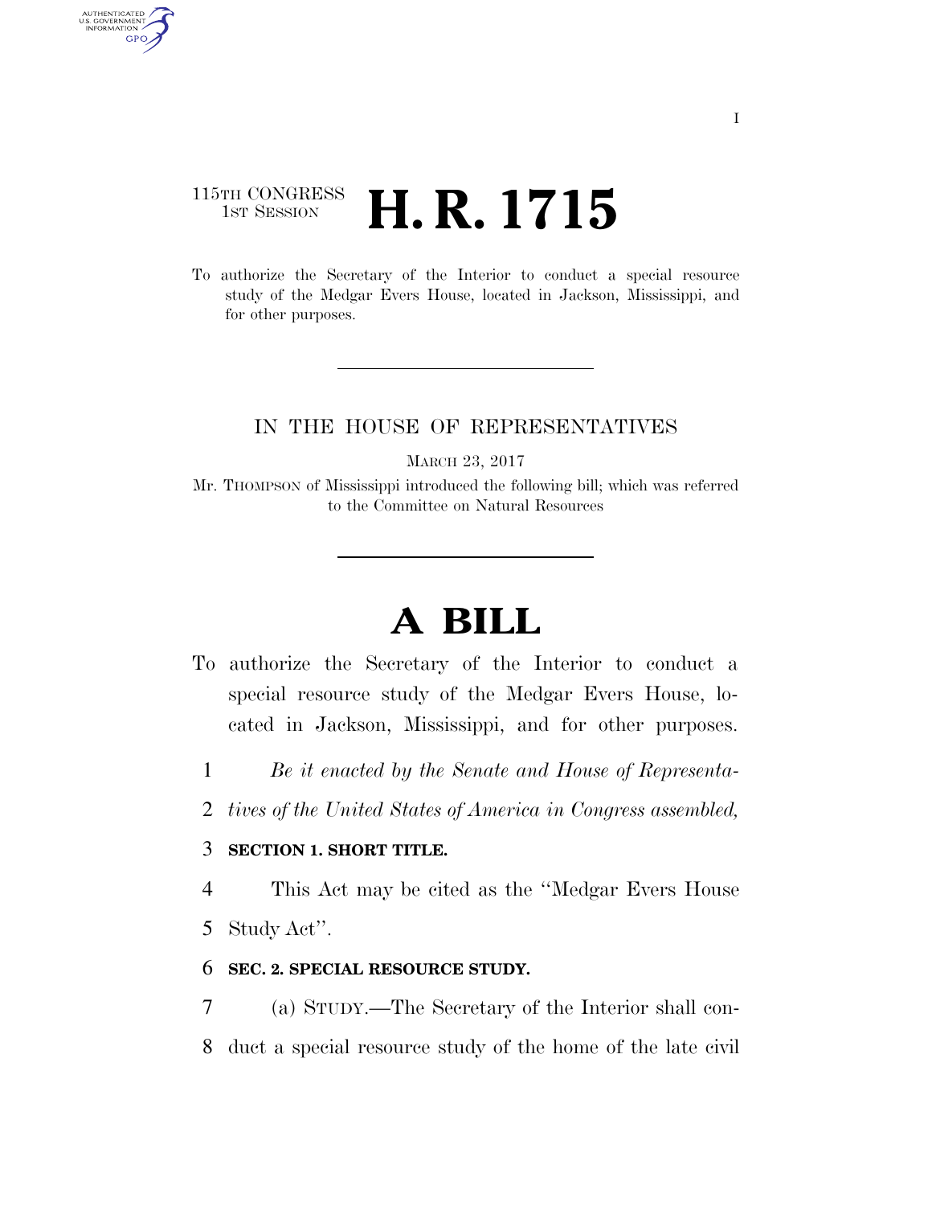115TH CONGRESS
1ST SESSION

# H. R. 1715

To authorize the Secretary of the Interior to conduct a special resource study of the Medgar Evers House, located in Jackson, Mississippi, and for other purposes.

IN THE HOUSE OF REPRESENTATIVES

MARCH 23, 2017

Mr. THOMPSON of Mississippi introduced the following bill; which was referred to the Committee on Natural Resources

# A BILL

To authorize the Secretary of the Interior to conduct a special resource study of the Medgar Evers House, located in Jackson, Mississippi, and for other purposes.

1 *Be it enacted by the Senate and House of Representa-*
2 *tives of the United States of America in Congress assembled,*

3 **SECTION 1. SHORT TITLE.**

4 This Act may be cited as the ''Medgar Evers House
5 Study Act''.

6 **SEC. 2. SPECIAL RESOURCE STUDY.**

7 (a) STUDY.—The Secretary of the Interior shall con-
8 duct a special resource study of the home of the late civil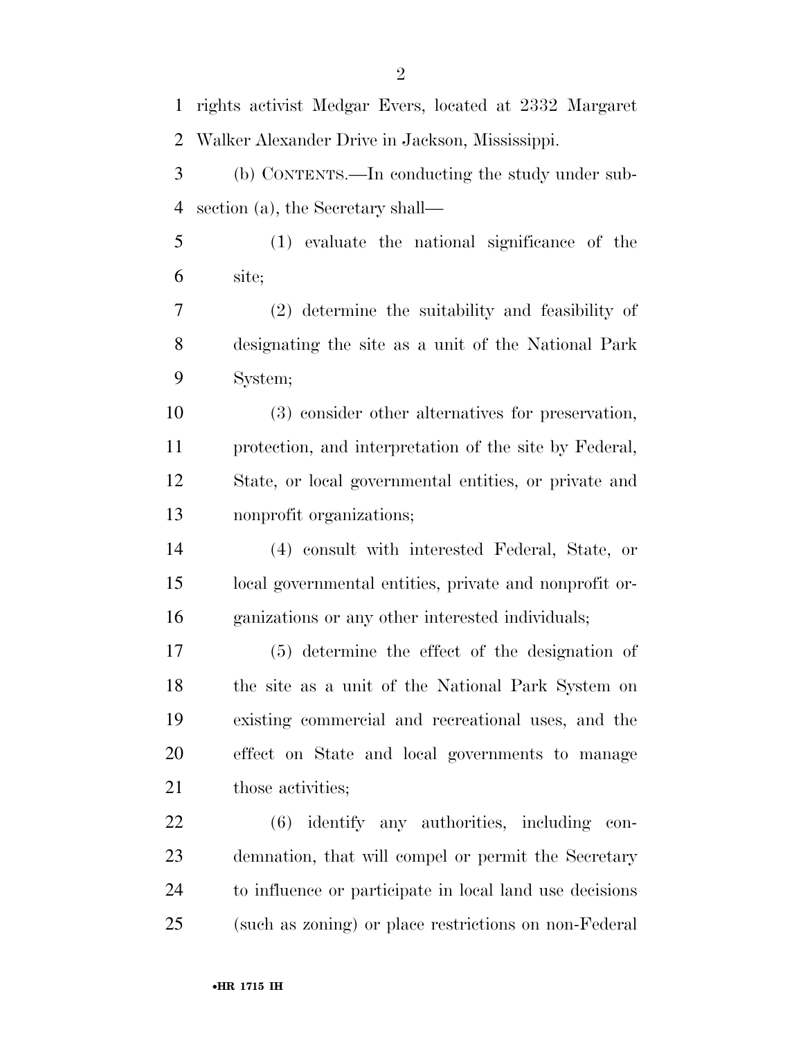rights activist Medgar Evers, located at 2332 Margaret Walker Alexander Drive in Jackson, Mississippi.

(b) CONTENTS.—In conducting the study under subsection (a), the Secretary shall—

(1) evaluate the national significance of the site;

(2) determine the suitability and feasibility of designating the site as a unit of the National Park System;

(3) consider other alternatives for preservation, protection, and interpretation of the site by Federal, State, or local governmental entities, or private and nonprofit organizations;

(4) consult with interested Federal, State, or local governmental entities, private and nonprofit organizations or any other interested individuals;

(5) determine the effect of the designation of the site as a unit of the National Park System on existing commercial and recreational uses, and the effect on State and local governments to manage those activities;

(6) identify any authorities, including condemnation, that will compel or permit the Secretary to influence or participate in local land use decisions (such as zoning) or place restrictions on non-Federal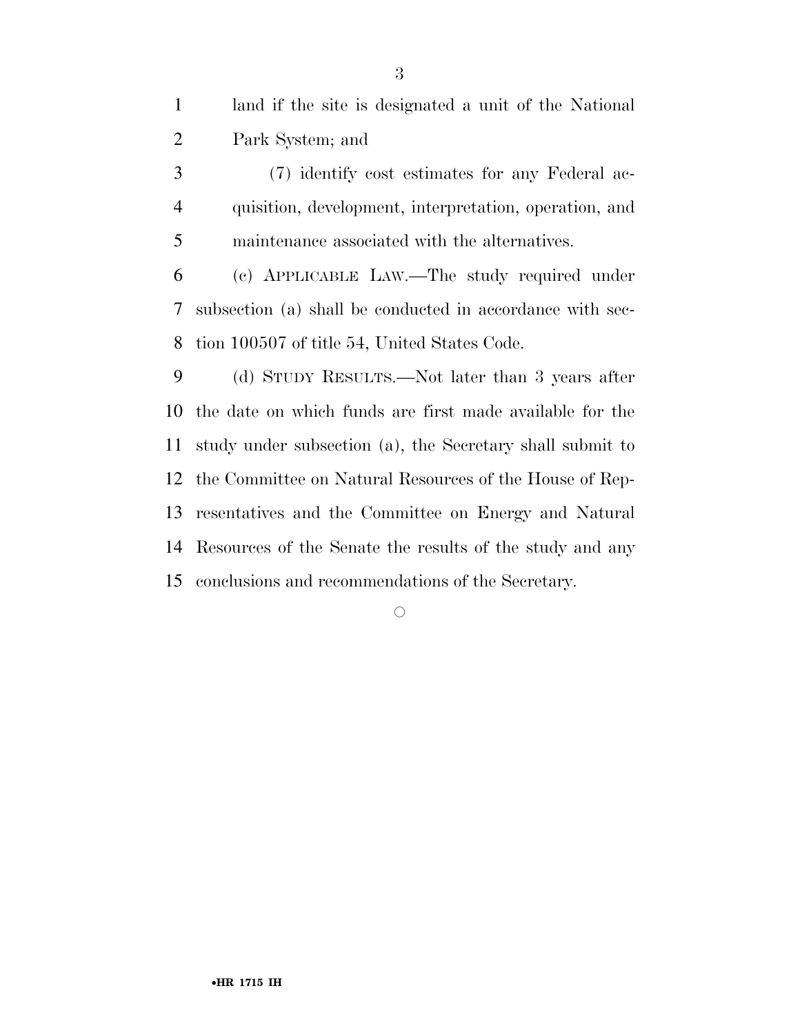land if the site is designated a unit of the National Park System; and

(7) identify cost estimates for any Federal acquisition, development, interpretation, operation, and maintenance associated with the alternatives.

(c) APPLICABLE LAW.—The study required under subsection (a) shall be conducted in accordance with section 100507 of title 54, United States Code.

(d) STUDY RESULTS.—Not later than 3 years after the date on which funds are first made available for the study under subsection (a), the Secretary shall submit to the Committee on Natural Resources of the House of Representatives and the Committee on Energy and Natural Resources of the Senate the results of the study and any conclusions and recommendations of the Secretary.

○